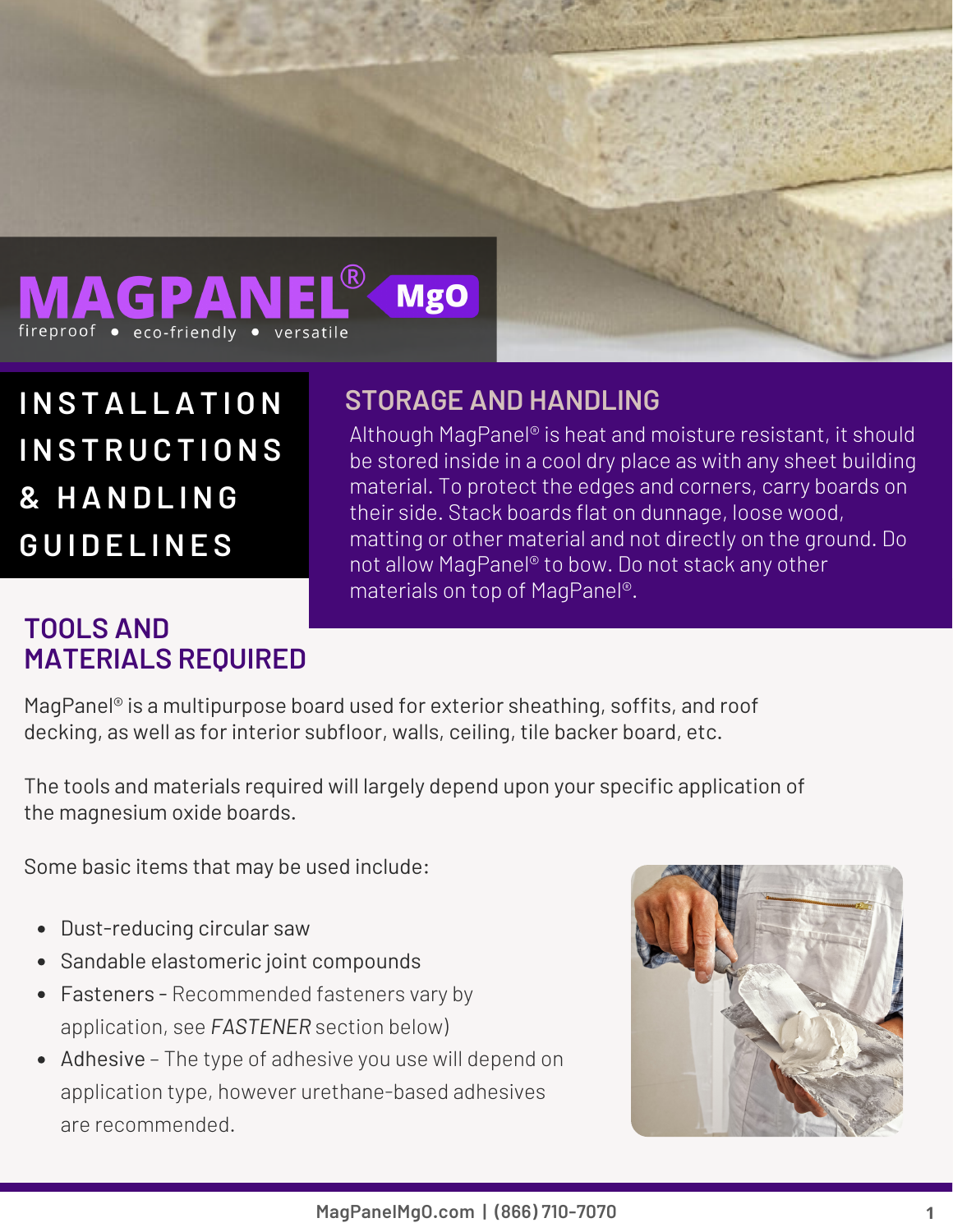# MAGPANEL® MgO

fireproof • eco-friendly • versatile

# INSTALLATION INSTRUCTIONS & HANDLING GUIDELINES

## STORAGE AND HANDLING

Although MagPanel® is heat and moisture resistant, it should be stored inside in a cool dry place as with any sheet building material. To protect the edges and corners, carry boards on their side. Stack boards flat on dunnage, loose wood, matting or other material and not directly on the ground. Do not allow MagPanel® to bow. Do not stack any other materials on top of MagPanel®.

## TOOLS AND MATERIALS REQUIRED

MagPanel® is a multipurpose board used for exterior sheathing, soffits, and roof decking, as well as for interior subfloor, walls, ceiling, tile backer board, etc.

The tools and materials required will largely depend upon your specific application of the magnesium oxide boards.

Some basic items that may be used include:

- Dust-reducing circular saw
- Sandable elastomeric joint compounds
- Fasteners - Recommended fasteners vary by application, see *FASTENER* section below)
- Adhesive – The type of adhesive you use will depend on application type, however urethane-based adhesives are recommended.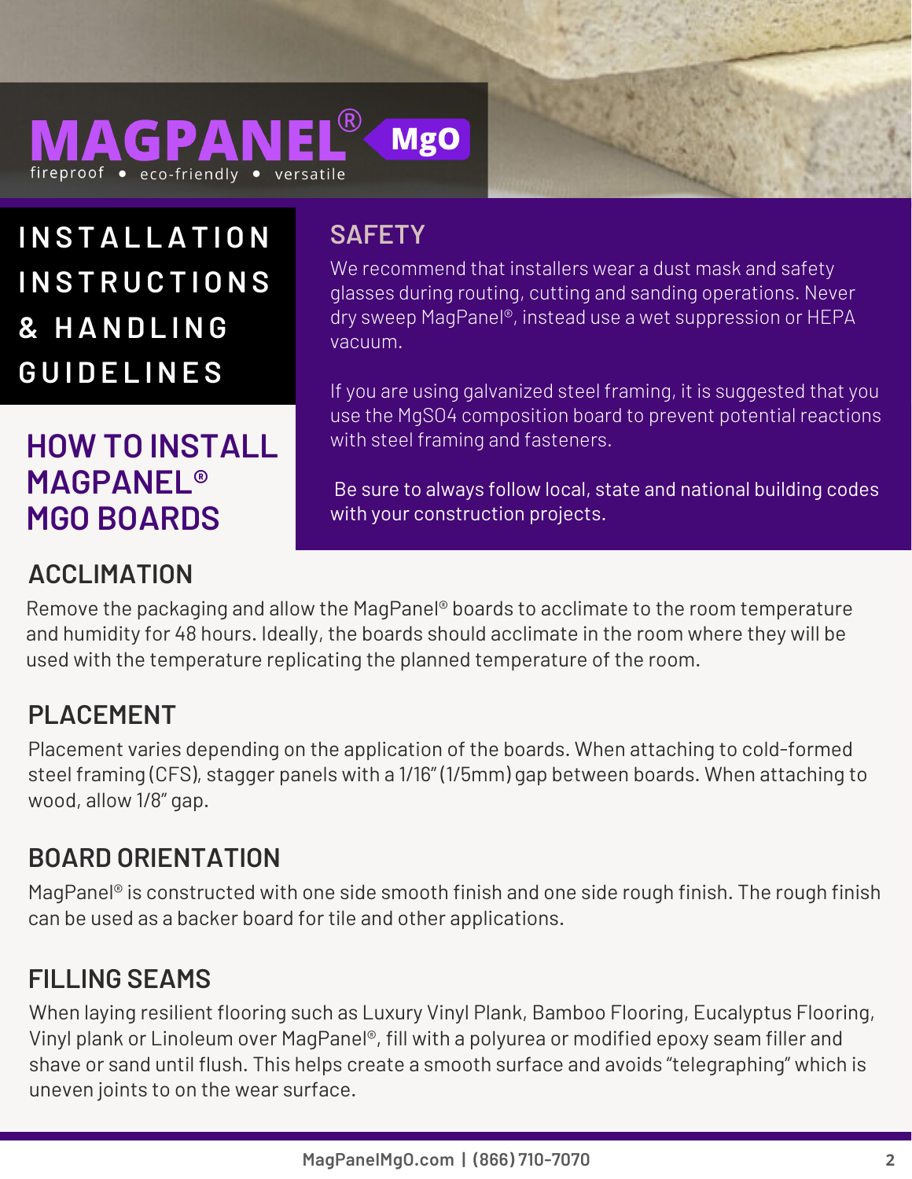MAGPANEL® MgO

fireproof • eco-friendly • versatile

# INSTALLATION INSTRUCTIONS & HANDLING GUIDELINES

## HOW TO INSTALL MAGPANEL® MGO BOARDS

### SAFETY

We recommend that installers wear a dust mask and safety glasses during routing, cutting and sanding operations. Never dry sweep MagPanel®, instead use a wet suppression or HEPA vacuum.

If you are using galvanized steel framing, it is suggested that you use the $MgSO_4$ composition board to prevent potential reactions with steel framing and fasteners.

Be sure to always follow local, state and national building codes with your construction projects.

### ACCLIMATION

Remove the packaging and allow the MagPanel® boards to acclimate to the room temperature and humidity for 48 hours. Ideally, the boards should acclimate in the room where they will be used with the temperature replicating the planned temperature of the room.

### PLACEMENT

Placement varies depending on the application of the boards. When attaching to cold-formed steel framing (CFS), stagger panels with a 1/16" (1/5mm) gap between boards. When attaching to wood, allow 1/8" gap.

### BOARD ORIENTATION

MagPanel® is constructed with one side smooth finish and one side rough finish. The rough finish can be used as a backer board for tile and other applications.

### FILLING SEAMS

When laying resilient flooring such as Luxury Vinyl Plank, Bamboo Flooring, Eucalyptus Flooring, Vinyl plank or Linoleum over MagPanel®, fill with a polyurea or modified epoxy seam filler and shave or sand until flush. This helps create a smooth surface and avoids "telegraphing" which is uneven joints to on the wear surface.

MagPanelMgO.com | (866) 710-7070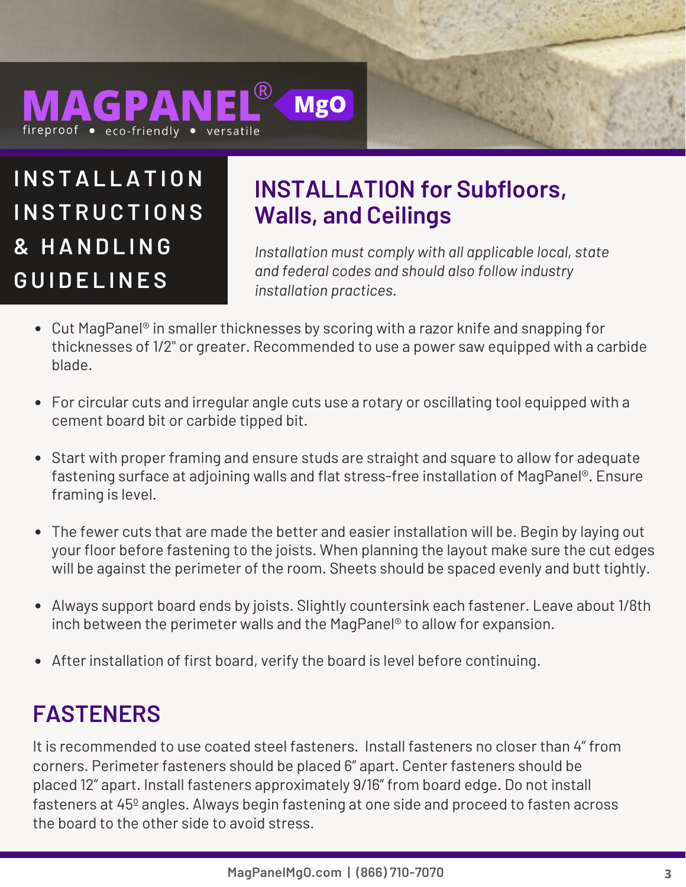# MAGPANEL® MgO

fireproof • eco-friendly • versatile

## INSTALLATION INSTRUCTIONS & HANDLING GUIDELINES

## INSTALLATION for Subfloors, Walls, and Ceilings

*Installation must comply with all applicable local, state and federal codes and should also follow industry installation practices.*

- Cut MagPanel® in smaller thicknesses by scoring with a razor knife and snapping for thicknesses of 1/2" or greater. Recommended to use a power saw equipped with a carbide blade.
- For circular cuts and irregular angle cuts use a rotary or oscillating tool equipped with a cement board bit or carbide tipped bit.
- Start with proper framing and ensure studs are straight and square to allow for adequate fastening surface at adjoining walls and flat stress-free installation of MagPanel®. Ensure framing is level.
- The fewer cuts that are made the better and easier installation will be. Begin by laying out your floor before fastening to the joists. When planning the layout make sure the cut edges will be against the perimeter of the room. Sheets should be spaced evenly and butt tightly.
- Always support board ends by joists. Slightly countersink each fastener. Leave about 1/8th inch between the perimeter walls and the MagPanel® to allow for expansion.
- After installation of first board, verify the board is level before continuing.

## FASTENERS

It is recommended to use coated steel fasteners. Install fasteners no closer than 4" from corners. Perimeter fasteners should be placed 6" apart. Center fasteners should be placed 12" apart. Install fasteners approximately 9/16" from board edge. Do not install fasteners at 45º angles. Always begin fastening at one side and proceed to fasten across the board to the other side to avoid stress.

MagPanelMgO.com | (866) 710-7070